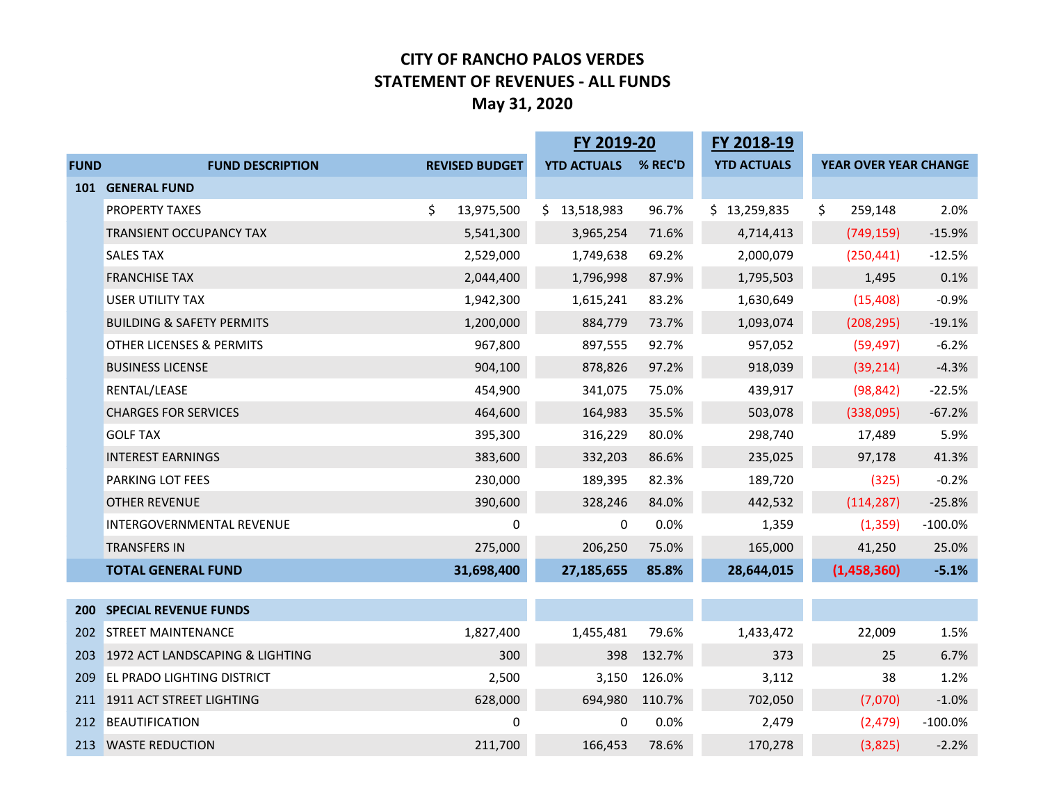# CITY OF RANCHO PALOS VERDES
## STATEMENT OF REVENUES - ALL FUNDS
### May 31, 2020

| FUND | FUND DESCRIPTION | REVISED BUDGET | FY 2019-20 YTD ACTUALS | FY 2019-20 % REC'D | FY 2018-19 YTD ACTUALS | YEAR OVER YEAR CHANGE | |
|---|---|---|---|---|---|---|---|
| **101** | **GENERAL FUND** | | | | | | |
| | PROPERTY TAXES | $ 13,975,500 | $ 13,518,983 | 96.7% | $ 13,259,835 | $ 259,148 | 2.0% |
| | TRANSIENT OCCUPANCY TAX | 5,541,300 | 3,965,254 | 71.6% | 4,714,413 | (749,159) | -15.9% |
| | SALES TAX | 2,529,000 | 1,749,638 | 69.2% | 2,000,079 | (250,441) | -12.5% |
| | FRANCHISE TAX | 2,044,400 | 1,796,998 | 87.9% | 1,795,503 | 1,495 | 0.1% |
| | USER UTILITY TAX | 1,942,300 | 1,615,241 | 83.2% | 1,630,649 | (15,408) | -0.9% |
| | BUILDING & SAFETY PERMITS | 1,200,000 | 884,779 | 73.7% | 1,093,074 | (208,295) | -19.1% |
| | OTHER LICENSES & PERMITS | 967,800 | 897,555 | 92.7% | 957,052 | (59,497) | -6.2% |
| | BUSINESS LICENSE | 904,100 | 878,826 | 97.2% | 918,039 | (39,214) | -4.3% |
| | RENTAL/LEASE | 454,900 | 341,075 | 75.0% | 439,917 | (98,842) | -22.5% |
| | CHARGES FOR SERVICES | 464,600 | 164,983 | 35.5% | 503,078 | (338,095) | -67.2% |
| | GOLF TAX | 395,300 | 316,229 | 80.0% | 298,740 | 17,489 | 5.9% |
| | INTEREST EARNINGS | 383,600 | 332,203 | 86.6% | 235,025 | 97,178 | 41.3% |
| | PARKING LOT FEES | 230,000 | 189,395 | 82.3% | 189,720 | (325) | -0.2% |
| | OTHER REVENUE | 390,600 | 328,246 | 84.0% | 442,532 | (114,287) | -25.8% |
| | INTERGOVERNMENTAL REVENUE | 0 | 0 | 0.0% | 1,359 | (1,359) | -100.0% |
| | TRANSFERS IN | 275,000 | 206,250 | 75.0% | 165,000 | 41,250 | 25.0% |
| | **TOTAL GENERAL FUND** | **31,698,400** | **27,185,655** | **85.8%** | **28,644,015** | **(1,458,360)** | **-5.1%** |
| **200** | **SPECIAL REVENUE FUNDS** | | | | | | |
| 202 | STREET MAINTENANCE | 1,827,400 | 1,455,481 | 79.6% | 1,433,472 | 22,009 | 1.5% |
| 203 | 1972 ACT LANDSCAPING & LIGHTING | 300 | 398 | 132.7% | 373 | 25 | 6.7% |
| 209 | EL PRADO LIGHTING DISTRICT | 2,500 | 3,150 | 126.0% | 3,112 | 38 | 1.2% |
| 211 | 1911 ACT STREET LIGHTING | 628,000 | 694,980 | 110.7% | 702,050 | (7,070) | -1.0% |
| 212 | BEAUTIFICATION | 0 | 0 | 0.0% | 2,479 | (2,479) | -100.0% |
| 213 | WASTE REDUCTION | 211,700 | 166,453 | 78.6% | 170,278 | (3,825) | -2.2% |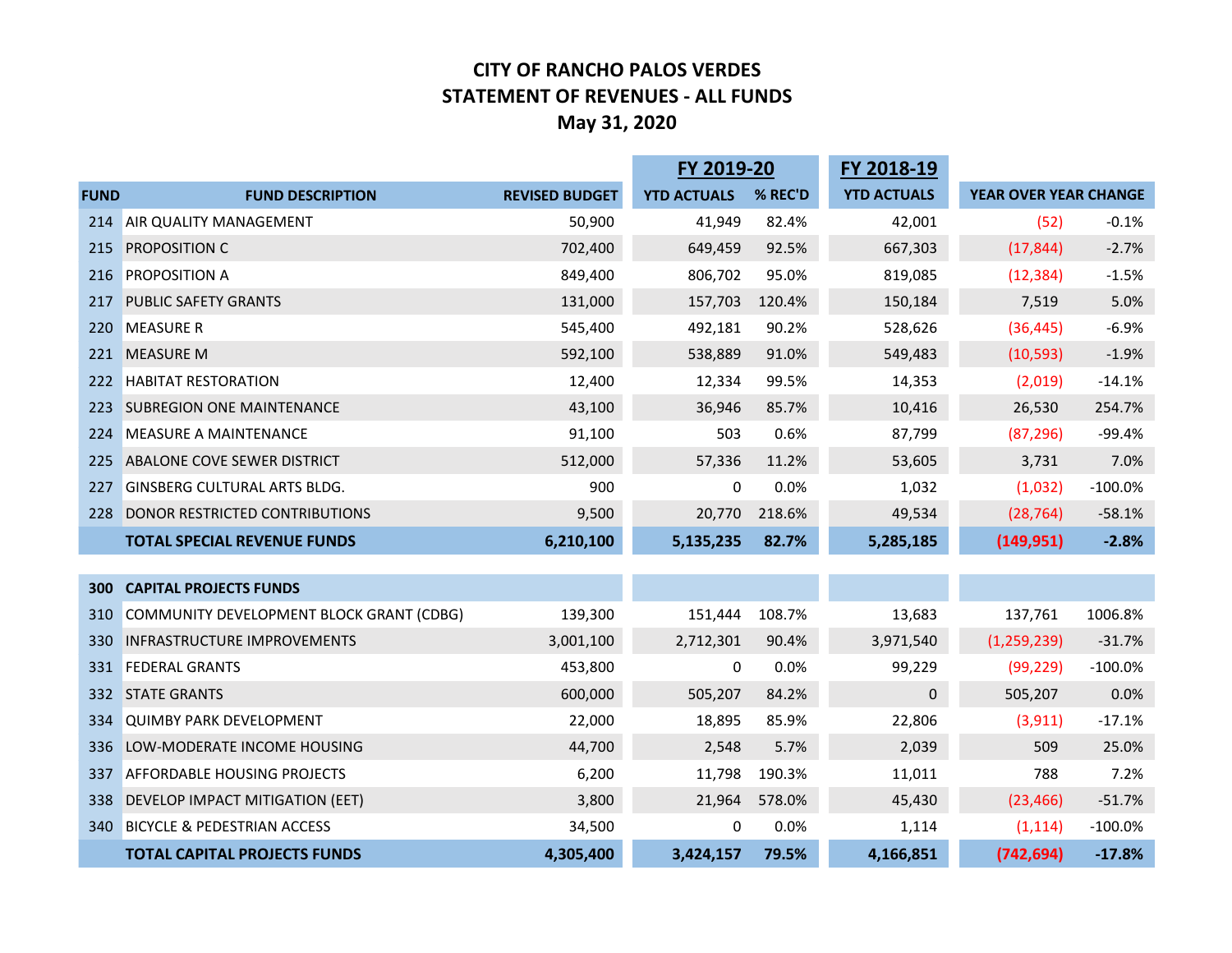# CITY OF RANCHO PALOS VERDES
# STATEMENT OF REVENUES - ALL FUNDS
# May 31, 2020

| | | | FY 2019-20 | | FY 2018-19 | | |
|---|---|---|---|---|---|---|---|
| **FUND** | **FUND DESCRIPTION** | **REVISED BUDGET** | **YTD ACTUALS** | **% REC'D** | **YTD ACTUALS** | **YEAR OVER YEAR CHANGE** | |
| 214 | AIR QUALITY MANAGEMENT | 50,900 | 41,949 | 82.4% | 42,001 | (52) | -0.1% |
| 215 | PROPOSITION C | 702,400 | 649,459 | 92.5% | 667,303 | (17,844) | -2.7% |
| 216 | PROPOSITION A | 849,400 | 806,702 | 95.0% | 819,085 | (12,384) | -1.5% |
| 217 | PUBLIC SAFETY GRANTS | 131,000 | 157,703 | 120.4% | 150,184 | 7,519 | 5.0% |
| 220 | MEASURE R | 545,400 | 492,181 | 90.2% | 528,626 | (36,445) | -6.9% |
| 221 | MEASURE M | 592,100 | 538,889 | 91.0% | 549,483 | (10,593) | -1.9% |
| 222 | HABITAT RESTORATION | 12,400 | 12,334 | 99.5% | 14,353 | (2,019) | -14.1% |
| 223 | SUBREGION ONE MAINTENANCE | 43,100 | 36,946 | 85.7% | 10,416 | 26,530 | 254.7% |
| 224 | MEASURE A MAINTENANCE | 91,100 | 503 | 0.6% | 87,799 | (87,296) | -99.4% |
| 225 | ABALONE COVE SEWER DISTRICT | 512,000 | 57,336 | 11.2% | 53,605 | 3,731 | 7.0% |
| 227 | GINSBERG CULTURAL ARTS BLDG. | 900 | 0 | 0.0% | 1,032 | (1,032) | -100.0% |
| 228 | DONOR RESTRICTED CONTRIBUTIONS | 9,500 | 20,770 | 218.6% | 49,534 | (28,764) | -58.1% |
| | **TOTAL SPECIAL REVENUE FUNDS** | **6,210,100** | **5,135,235** | **82.7%** | **5,285,185** | **(149,951)** | **-2.8%** |
| | | | | | | | |
| **300** | **CAPITAL PROJECTS FUNDS** | | | | | | |
| 310 | COMMUNITY DEVELOPMENT BLOCK GRANT (CDBG) | 139,300 | 151,444 | 108.7% | 13,683 | 137,761 | 1006.8% |
| 330 | INFRASTRUCTURE IMPROVEMENTS | 3,001,100 | 2,712,301 | 90.4% | 3,971,540 | (1,259,239) | -31.7% |
| 331 | FEDERAL GRANTS | 453,800 | 0 | 0.0% | 99,229 | (99,229) | -100.0% |
| 332 | STATE GRANTS | 600,000 | 505,207 | 84.2% | 0 | 505,207 | 0.0% |
| 334 | QUIMBY PARK DEVELOPMENT | 22,000 | 18,895 | 85.9% | 22,806 | (3,911) | -17.1% |
| 336 | LOW-MODERATE INCOME HOUSING | 44,700 | 2,548 | 5.7% | 2,039 | 509 | 25.0% |
| 337 | AFFORDABLE HOUSING PROJECTS | 6,200 | 11,798 | 190.3% | 11,011 | 788 | 7.2% |
| 338 | DEVELOP IMPACT MITIGATION (EET) | 3,800 | 21,964 | 578.0% | 45,430 | (23,466) | -51.7% |
| 340 | BICYCLE & PEDESTRIAN ACCESS | 34,500 | 0 | 0.0% | 1,114 | (1,114) | -100.0% |
| | **TOTAL CAPITAL PROJECTS FUNDS** | **4,305,400** | **3,424,157** | **79.5%** | **4,166,851** | **(742,694)** | **-17.8%** |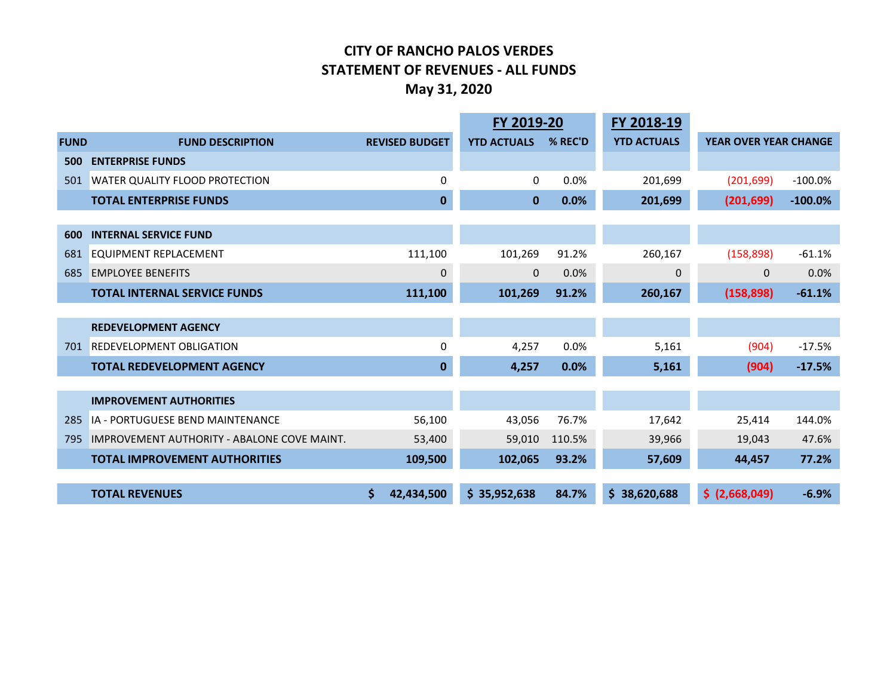# CITY OF RANCHO PALOS VERDES
# STATEMENT OF REVENUES - ALL FUNDS
# May 31, 2020

| FUND | FUND DESCRIPTION | REVISED BUDGET | FY 2019-20 YTD ACTUALS | FY 2019-20 % REC'D | FY 2018-19 YTD ACTUALS | YEAR OVER YEAR CHANGE | |
|---|---|---|---|---|---|---|---|
| **500** | **ENTERPRISE FUNDS** | | | | | | |
| 501 | WATER QUALITY FLOOD PROTECTION | 0 | 0 | 0.0% | 201,699 | (201,699) | -100.0% |
| | **TOTAL ENTERPRISE FUNDS** | **0** | **0** | **0.0%** | **201,699** | **(201,699)** | **-100.0%** |
| **600** | **INTERNAL SERVICE FUND** | | | | | | |
| 681 | EQUIPMENT REPLACEMENT | 111,100 | 101,269 | 91.2% | 260,167 | (158,898) | -61.1% |
| 685 | EMPLOYEE BENEFITS | 0 | 0 | 0.0% | 0 | 0 | 0.0% |
| | **TOTAL INTERNAL SERVICE FUNDS** | **111,100** | **101,269** | **91.2%** | **260,167** | **(158,898)** | **-61.1%** |
| | **REDEVELOPMENT AGENCY** | | | | | | |
| 701 | REDEVELOPMENT OBLIGATION | 0 | 4,257 | 0.0% | 5,161 | (904) | -17.5% |
| | **TOTAL REDEVELOPMENT AGENCY** | **0** | **4,257** | **0.0%** | **5,161** | **(904)** | **-17.5%** |
| | **IMPROVEMENT AUTHORITIES** | | | | | | |
| 285 | IA - PORTUGUESE BEND MAINTENANCE | 56,100 | 43,056 | 76.7% | 17,642 | 25,414 | 144.0% |
| 795 | IMPROVEMENT AUTHORITY - ABALONE COVE MAINT. | 53,400 | 59,010 | 110.5% | 39,966 | 19,043 | 47.6% |
| | **TOTAL IMPROVEMENT AUTHORITIES** | **109,500** | **102,065** | **93.2%** | **57,609** | **44,457** | **77.2%** |
| | **TOTAL REVENUES** | **$ 42,434,500** | **$ 35,952,638** | **84.7%** | **$ 38,620,688** | **$ (2,668,049)** | **-6.9%** |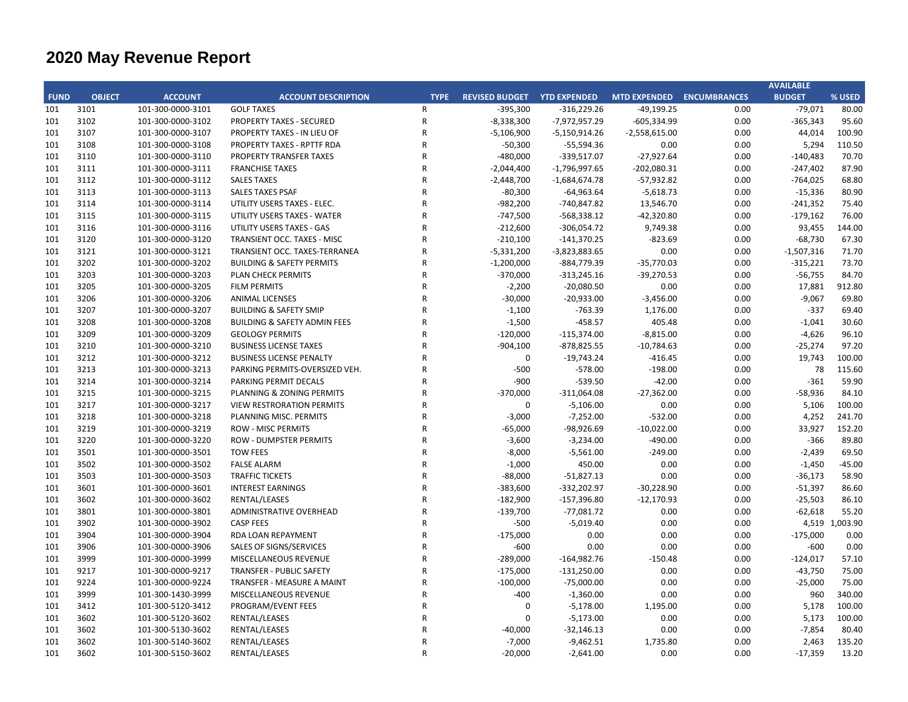# 2020 May Revenue Report

| FUND | OBJECT | ACCOUNT | ACCOUNT DESCRIPTION | TYPE | REVISED BUDGET | YTD EXPENDED | MTD EXPENDED | ENCUMBRANCES | AVAILABLE BUDGET | % USED |
|---|---|---|---|---|---|---|---|---|---|---|
| 101 | 3101 | 101-300-0000-3101 | GOLF TAXES | R | -395,300 | -316,229.26 | -49,199.25 | 0.00 | -79,071 | 80.00 |
| 101 | 3102 | 101-300-0000-3102 | PROPERTY TAXES - SECURED | R | -8,338,300 | -7,972,957.29 | -605,334.99 | 0.00 | -365,343 | 95.60 |
| 101 | 3107 | 101-300-0000-3107 | PROPERTY TAXES - IN LIEU OF | R | -5,106,900 | -5,150,914.26 | -2,558,615.00 | 0.00 | 44,014 | 100.90 |
| 101 | 3108 | 101-300-0000-3108 | PROPERTY TAXES - RPTTF RDA | R | -50,300 | -55,594.36 | 0.00 | 0.00 | 5,294 | 110.50 |
| 101 | 3110 | 101-300-0000-3110 | PROPERTY TRANSFER TAXES | R | -480,000 | -339,517.07 | -27,927.64 | 0.00 | -140,483 | 70.70 |
| 101 | 3111 | 101-300-0000-3111 | FRANCHISE TAXES | R | -2,044,400 | -1,796,997.65 | -202,080.31 | 0.00 | -247,402 | 87.90 |
| 101 | 3112 | 101-300-0000-3112 | SALES TAXES | R | -2,448,700 | -1,684,674.78 | -57,932.82 | 0.00 | -764,025 | 68.80 |
| 101 | 3113 | 101-300-0000-3113 | SALES TAXES PSAF | R | -80,300 | -64,963.64 | -5,618.73 | 0.00 | -15,336 | 80.90 |
| 101 | 3114 | 101-300-0000-3114 | UTILITY USERS TAXES - ELEC. | R | -982,200 | -740,847.82 | 13,546.70 | 0.00 | -241,352 | 75.40 |
| 101 | 3115 | 101-300-0000-3115 | UTILITY USERS TAXES - WATER | R | -747,500 | -568,338.12 | -42,320.80 | 0.00 | -179,162 | 76.00 |
| 101 | 3116 | 101-300-0000-3116 | UTILITY USERS TAXES - GAS | R | -212,600 | -306,054.72 | 9,749.38 | 0.00 | 93,455 | 144.00 |
| 101 | 3120 | 101-300-0000-3120 | TRANSIENT OCC. TAXES - MISC | R | -210,100 | -141,370.25 | -823.69 | 0.00 | -68,730 | 67.30 |
| 101 | 3121 | 101-300-0000-3121 | TRANSIENT OCC. TAXES-TERRANEA | R | -5,331,200 | -3,823,883.65 | 0.00 | 0.00 | -1,507,316 | 71.70 |
| 101 | 3202 | 101-300-0000-3202 | BUILDING & SAFETY PERMITS | R | -1,200,000 | -884,779.39 | -35,770.03 | 0.00 | -315,221 | 73.70 |
| 101 | 3203 | 101-300-0000-3203 | PLAN CHECK PERMITS | R | -370,000 | -313,245.16 | -39,270.53 | 0.00 | -56,755 | 84.70 |
| 101 | 3205 | 101-300-0000-3205 | FILM PERMITS | R | -2,200 | -20,080.50 | 0.00 | 0.00 | 17,881 | 912.80 |
| 101 | 3206 | 101-300-0000-3206 | ANIMAL LICENSES | R | -30,000 | -20,933.00 | -3,456.00 | 0.00 | -9,067 | 69.80 |
| 101 | 3207 | 101-300-0000-3207 | BUILDING & SAFETY SMIP | R | -1,100 | -763.39 | 1,176.00 | 0.00 | -337 | 69.40 |
| 101 | 3208 | 101-300-0000-3208 | BUILDING & SAFETY ADMIN FEES | R | -1,500 | -458.57 | 405.48 | 0.00 | -1,041 | 30.60 |
| 101 | 3209 | 101-300-0000-3209 | GEOLOGY PERMITS | R | -120,000 | -115,374.00 | -8,815.00 | 0.00 | -4,626 | 96.10 |
| 101 | 3210 | 101-300-0000-3210 | BUSINESS LICENSE TAXES | R | -904,100 | -878,825.55 | -10,784.63 | 0.00 | -25,274 | 97.20 |
| 101 | 3212 | 101-300-0000-3212 | BUSINESS LICENSE PENALTY | R | 0 | -19,743.24 | -416.45 | 0.00 | 19,743 | 100.00 |
| 101 | 3213 | 101-300-0000-3213 | PARKING PERMITS-OVERSIZED VEH. | R | -500 | -578.00 | -198.00 | 0.00 | 78 | 115.60 |
| 101 | 3214 | 101-300-0000-3214 | PARKING PERMIT DECALS | R | -900 | -539.50 | -42.00 | 0.00 | -361 | 59.90 |
| 101 | 3215 | 101-300-0000-3215 | PLANNING & ZONING PERMITS | R | -370,000 | -311,064.08 | -27,362.00 | 0.00 | -58,936 | 84.10 |
| 101 | 3217 | 101-300-0000-3217 | VIEW RESTRORATION PERMITS | R | 0 | -5,106.00 | 0.00 | 0.00 | 5,106 | 100.00 |
| 101 | 3218 | 101-300-0000-3218 | PLANNING MISC. PERMITS | R | -3,000 | -7,252.00 | -532.00 | 0.00 | 4,252 | 241.70 |
| 101 | 3219 | 101-300-0000-3219 | ROW - MISC PERMITS | R | -65,000 | -98,926.69 | -10,022.00 | 0.00 | 33,927 | 152.20 |
| 101 | 3220 | 101-300-0000-3220 | ROW - DUMPSTER PERMITS | R | -3,600 | -3,234.00 | -490.00 | 0.00 | -366 | 89.80 |
| 101 | 3501 | 101-300-0000-3501 | TOW FEES | R | -8,000 | -5,561.00 | -249.00 | 0.00 | -2,439 | 69.50 |
| 101 | 3502 | 101-300-0000-3502 | FALSE ALARM | R | -1,000 | 450.00 | 0.00 | 0.00 | -1,450 | -45.00 |
| 101 | 3503 | 101-300-0000-3503 | TRAFFIC TICKETS | R | -88,000 | -51,827.13 | 0.00 | 0.00 | -36,173 | 58.90 |
| 101 | 3601 | 101-300-0000-3601 | INTEREST EARNINGS | R | -383,600 | -332,202.97 | -30,228.90 | 0.00 | -51,397 | 86.60 |
| 101 | 3602 | 101-300-0000-3602 | RENTAL/LEASES | R | -182,900 | -157,396.80 | -12,170.93 | 0.00 | -25,503 | 86.10 |
| 101 | 3801 | 101-300-0000-3801 | ADMINISTRATIVE OVERHEAD | R | -139,700 | -77,081.72 | 0.00 | 0.00 | -62,618 | 55.20 |
| 101 | 3902 | 101-300-0000-3902 | CASP FEES | R | -500 | -5,019.40 | 0.00 | 0.00 | 4,519 | 1,003.90 |
| 101 | 3904 | 101-300-0000-3904 | RDA LOAN REPAYMENT | R | -175,000 | 0.00 | 0.00 | 0.00 | -175,000 | 0.00 |
| 101 | 3906 | 101-300-0000-3906 | SALES OF SIGNS/SERVICES | R | -600 | 0.00 | 0.00 | 0.00 | -600 | 0.00 |
| 101 | 3999 | 101-300-0000-3999 | MISCELLANEOUS REVENUE | R | -289,000 | -164,982.76 | -150.48 | 0.00 | -124,017 | 57.10 |
| 101 | 9217 | 101-300-0000-9217 | TRANSFER - PUBLIC SAFETY | R | -175,000 | -131,250.00 | 0.00 | 0.00 | -43,750 | 75.00 |
| 101 | 9224 | 101-300-0000-9224 | TRANSFER - MEASURE A MAINT | R | -100,000 | -75,000.00 | 0.00 | 0.00 | -25,000 | 75.00 |
| 101 | 3999 | 101-300-1430-3999 | MISCELLANEOUS REVENUE | R | -400 | -1,360.00 | 0.00 | 0.00 | 960 | 340.00 |
| 101 | 3412 | 101-300-5120-3412 | PROGRAM/EVENT FEES | R | 0 | -5,178.00 | 1,195.00 | 0.00 | 5,178 | 100.00 |
| 101 | 3602 | 101-300-5120-3602 | RENTAL/LEASES | R | 0 | -5,173.00 | 0.00 | 0.00 | 5,173 | 100.00 |
| 101 | 3602 | 101-300-5130-3602 | RENTAL/LEASES | R | -40,000 | -32,146.13 | 0.00 | 0.00 | -7,854 | 80.40 |
| 101 | 3602 | 101-300-5140-3602 | RENTAL/LEASES | R | -7,000 | -9,462.51 | 1,735.80 | 0.00 | 2,463 | 135.20 |
| 101 | 3602 | 101-300-5150-3602 | RENTAL/LEASES | R | -20,000 | -2,641.00 | 0.00 | 0.00 | -17,359 | 13.20 |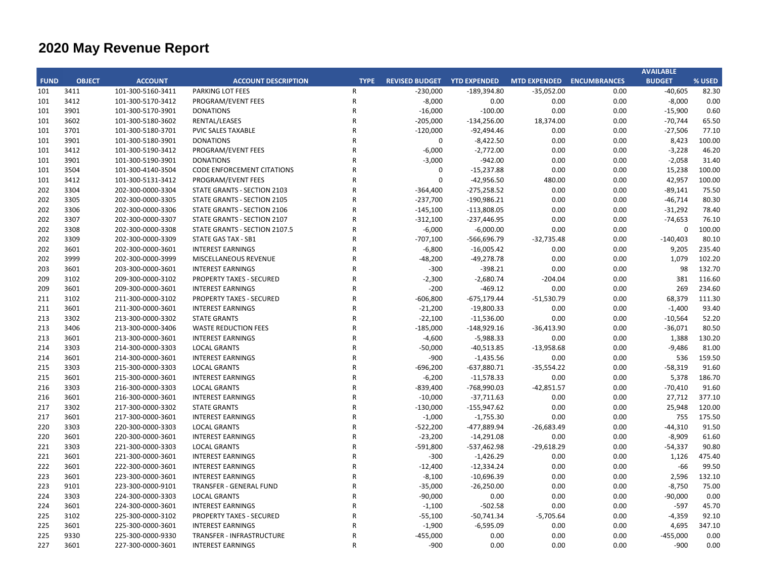# 2020 May Revenue Report

| FUND | OBJECT | ACCOUNT | ACCOUNT DESCRIPTION | TYPE | REVISED BUDGET | YTD EXPENDED | MTD EXPENDED | ENCUMBRANCES | AVAILABLE BUDGET | % USED |
|---|---|---|---|---|---|---|---|---|---|---|
| 101 | 3411 | 101-300-5160-3411 | PARKING LOT FEES | R | -230,000 | -189,394.80 | -35,052.00 | 0.00 | -40,605 | 82.30 |
| 101 | 3412 | 101-300-5170-3412 | PROGRAM/EVENT FEES | R | -8,000 | 0.00 | 0.00 | 0.00 | -8,000 | 0.00 |
| 101 | 3901 | 101-300-5170-3901 | DONATIONS | R | -16,000 | -100.00 | 0.00 | 0.00 | -15,900 | 0.60 |
| 101 | 3602 | 101-300-5180-3602 | RENTAL/LEASES | R | -205,000 | -134,256.00 | 18,374.00 | 0.00 | -70,744 | 65.50 |
| 101 | 3701 | 101-300-5180-3701 | PVIC SALES TAXABLE | R | -120,000 | -92,494.46 | 0.00 | 0.00 | -27,506 | 77.10 |
| 101 | 3901 | 101-300-5180-3901 | DONATIONS | R | 0 | -8,422.50 | 0.00 | 0.00 | 8,423 | 100.00 |
| 101 | 3412 | 101-300-5190-3412 | PROGRAM/EVENT FEES | R | -6,000 | -2,772.00 | 0.00 | 0.00 | -3,228 | 46.20 |
| 101 | 3901 | 101-300-5190-3901 | DONATIONS | R | -3,000 | -942.00 | 0.00 | 0.00 | -2,058 | 31.40 |
| 101 | 3504 | 101-300-4140-3504 | CODE ENFORCEMENT CITATIONS | R | 0 | -15,237.88 | 0.00 | 0.00 | 15,238 | 100.00 |
| 101 | 3412 | 101-300-5131-3412 | PROGRAM/EVENT FEES | R | 0 | -42,956.50 | 480.00 | 0.00 | 42,957 | 100.00 |
| 202 | 3304 | 202-300-0000-3304 | STATE GRANTS - SECTION 2103 | R | -364,400 | -275,258.52 | 0.00 | 0.00 | -89,141 | 75.50 |
| 202 | 3305 | 202-300-0000-3305 | STATE GRANTS - SECTION 2105 | R | -237,700 | -190,986.21 | 0.00 | 0.00 | -46,714 | 80.30 |
| 202 | 3306 | 202-300-0000-3306 | STATE GRANTS - SECTION 2106 | R | -145,100 | -113,808.05 | 0.00 | 0.00 | -31,292 | 78.40 |
| 202 | 3307 | 202-300-0000-3307 | STATE GRANTS - SECTION 2107 | R | -312,100 | -237,446.95 | 0.00 | 0.00 | -74,653 | 76.10 |
| 202 | 3308 | 202-300-0000-3308 | STATE GRANTS - SECTION 2107.5 | R | -6,000 | -6,000.00 | 0.00 | 0.00 | 0 | 100.00 |
| 202 | 3309 | 202-300-0000-3309 | STATE GAS TAX - SB1 | R | -707,100 | -566,696.79 | -32,735.48 | 0.00 | -140,403 | 80.10 |
| 202 | 3601 | 202-300-0000-3601 | INTEREST EARNINGS | R | -6,800 | -16,005.42 | 0.00 | 0.00 | 9,205 | 235.40 |
| 202 | 3999 | 202-300-0000-3999 | MISCELLANEOUS REVENUE | R | -48,200 | -49,278.78 | 0.00 | 0.00 | 1,079 | 102.20 |
| 203 | 3601 | 203-300-0000-3601 | INTEREST EARNINGS | R | -300 | -398.21 | 0.00 | 0.00 | 98 | 132.70 |
| 209 | 3102 | 209-300-0000-3102 | PROPERTY TAXES - SECURED | R | -2,300 | -2,680.74 | -204.04 | 0.00 | 381 | 116.60 |
| 209 | 3601 | 209-300-0000-3601 | INTEREST EARNINGS | R | -200 | -469.12 | 0.00 | 0.00 | 269 | 234.60 |
| 211 | 3102 | 211-300-0000-3102 | PROPERTY TAXES - SECURED | R | -606,800 | -675,179.44 | -51,530.79 | 0.00 | 68,379 | 111.30 |
| 211 | 3601 | 211-300-0000-3601 | INTEREST EARNINGS | R | -21,200 | -19,800.33 | 0.00 | 0.00 | -1,400 | 93.40 |
| 213 | 3302 | 213-300-0000-3302 | STATE GRANTS | R | -22,100 | -11,536.00 | 0.00 | 0.00 | -10,564 | 52.20 |
| 213 | 3406 | 213-300-0000-3406 | WASTE REDUCTION FEES | R | -185,000 | -148,929.16 | -36,413.90 | 0.00 | -36,071 | 80.50 |
| 213 | 3601 | 213-300-0000-3601 | INTEREST EARNINGS | R | -4,600 | -5,988.33 | 0.00 | 0.00 | 1,388 | 130.20 |
| 214 | 3303 | 214-300-0000-3303 | LOCAL GRANTS | R | -50,000 | -40,513.85 | -13,958.68 | 0.00 | -9,486 | 81.00 |
| 214 | 3601 | 214-300-0000-3601 | INTEREST EARNINGS | R | -900 | -1,435.56 | 0.00 | 0.00 | 536 | 159.50 |
| 215 | 3303 | 215-300-0000-3303 | LOCAL GRANTS | R | -696,200 | -637,880.71 | -35,554.22 | 0.00 | -58,319 | 91.60 |
| 215 | 3601 | 215-300-0000-3601 | INTEREST EARNINGS | R | -6,200 | -11,578.33 | 0.00 | 0.00 | 5,378 | 186.70 |
| 216 | 3303 | 216-300-0000-3303 | LOCAL GRANTS | R | -839,400 | -768,990.03 | -42,851.57 | 0.00 | -70,410 | 91.60 |
| 216 | 3601 | 216-300-0000-3601 | INTEREST EARNINGS | R | -10,000 | -37,711.63 | 0.00 | 0.00 | 27,712 | 377.10 |
| 217 | 3302 | 217-300-0000-3302 | STATE GRANTS | R | -130,000 | -155,947.62 | 0.00 | 0.00 | 25,948 | 120.00 |
| 217 | 3601 | 217-300-0000-3601 | INTEREST EARNINGS | R | -1,000 | -1,755.30 | 0.00 | 0.00 | 755 | 175.50 |
| 220 | 3303 | 220-300-0000-3303 | LOCAL GRANTS | R | -522,200 | -477,889.94 | -26,683.49 | 0.00 | -44,310 | 91.50 |
| 220 | 3601 | 220-300-0000-3601 | INTEREST EARNINGS | R | -23,200 | -14,291.08 | 0.00 | 0.00 | -8,909 | 61.60 |
| 221 | 3303 | 221-300-0000-3303 | LOCAL GRANTS | R | -591,800 | -537,462.98 | -29,618.29 | 0.00 | -54,337 | 90.80 |
| 221 | 3601 | 221-300-0000-3601 | INTEREST EARNINGS | R | -300 | -1,426.29 | 0.00 | 0.00 | 1,126 | 475.40 |
| 222 | 3601 | 222-300-0000-3601 | INTEREST EARNINGS | R | -12,400 | -12,334.24 | 0.00 | 0.00 | -66 | 99.50 |
| 223 | 3601 | 223-300-0000-3601 | INTEREST EARNINGS | R | -8,100 | -10,696.39 | 0.00 | 0.00 | 2,596 | 132.10 |
| 223 | 9101 | 223-300-0000-9101 | TRANSFER - GENERAL FUND | R | -35,000 | -26,250.00 | 0.00 | 0.00 | -8,750 | 75.00 |
| 224 | 3303 | 224-300-0000-3303 | LOCAL GRANTS | R | -90,000 | 0.00 | 0.00 | 0.00 | -90,000 | 0.00 |
| 224 | 3601 | 224-300-0000-3601 | INTEREST EARNINGS | R | -1,100 | -502.58 | 0.00 | 0.00 | -597 | 45.70 |
| 225 | 3102 | 225-300-0000-3102 | PROPERTY TAXES - SECURED | R | -55,100 | -50,741.34 | -5,705.64 | 0.00 | -4,359 | 92.10 |
| 225 | 3601 | 225-300-0000-3601 | INTEREST EARNINGS | R | -1,900 | -6,595.09 | 0.00 | 0.00 | 4,695 | 347.10 |
| 225 | 9330 | 225-300-0000-9330 | TRANSFER - INFRASTRUCTURE | R | -455,000 | 0.00 | 0.00 | 0.00 | -455,000 | 0.00 |
| 227 | 3601 | 227-300-0000-3601 | INTEREST EARNINGS | R | -900 | 0.00 | 0.00 | 0.00 | -900 | 0.00 |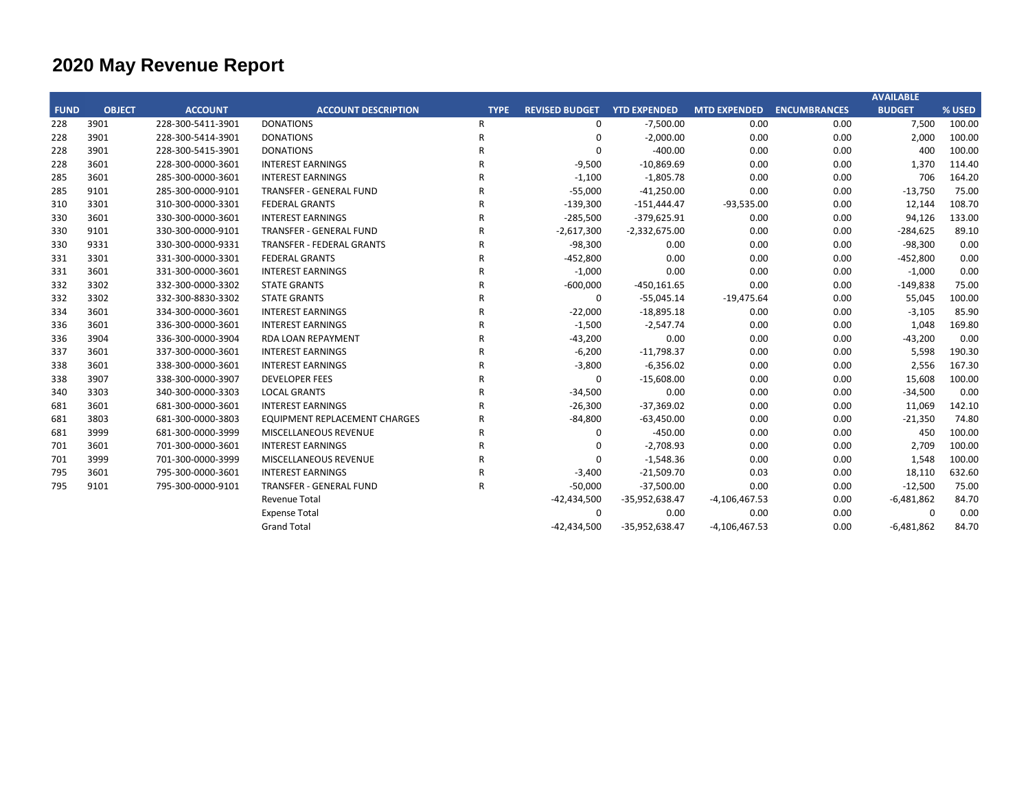# 2020 May Revenue Report

| FUND | OBJECT | ACCOUNT | ACCOUNT DESCRIPTION | TYPE | REVISED BUDGET | YTD EXPENDED | MTD EXPENDED | ENCUMBRANCES | AVAILABLE BUDGET | % USED |
|---|---|---|---|---|---|---|---|---|---|---|
| 228 | 3901 | 228-300-5411-3901 | DONATIONS | R | 0 | -7,500.00 | 0.00 | 0.00 | 7,500 | 100.00 |
| 228 | 3901 | 228-300-5414-3901 | DONATIONS | R | 0 | -2,000.00 | 0.00 | 0.00 | 2,000 | 100.00 |
| 228 | 3901 | 228-300-5415-3901 | DONATIONS | R | 0 | -400.00 | 0.00 | 0.00 | 400 | 100.00 |
| 228 | 3601 | 228-300-0000-3601 | INTEREST EARNINGS | R | -9,500 | -10,869.69 | 0.00 | 0.00 | 1,370 | 114.40 |
| 285 | 3601 | 285-300-0000-3601 | INTEREST EARNINGS | R | -1,100 | -1,805.78 | 0.00 | 0.00 | 706 | 164.20 |
| 285 | 9101 | 285-300-0000-9101 | TRANSFER - GENERAL FUND | R | -55,000 | -41,250.00 | 0.00 | 0.00 | -13,750 | 75.00 |
| 310 | 3301 | 310-300-0000-3301 | FEDERAL GRANTS | R | -139,300 | -151,444.47 | -93,535.00 | 0.00 | 12,144 | 108.70 |
| 330 | 3601 | 330-300-0000-3601 | INTEREST EARNINGS | R | -285,500 | -379,625.91 | 0.00 | 0.00 | 94,126 | 133.00 |
| 330 | 9101 | 330-300-0000-9101 | TRANSFER - GENERAL FUND | R | -2,617,300 | -2,332,675.00 | 0.00 | 0.00 | -284,625 | 89.10 |
| 330 | 9331 | 330-300-0000-9331 | TRANSFER - FEDERAL GRANTS | R | -98,300 | 0.00 | 0.00 | 0.00 | -98,300 | 0.00 |
| 331 | 3301 | 331-300-0000-3301 | FEDERAL GRANTS | R | -452,800 | 0.00 | 0.00 | 0.00 | -452,800 | 0.00 |
| 331 | 3601 | 331-300-0000-3601 | INTEREST EARNINGS | R | -1,000 | 0.00 | 0.00 | 0.00 | -1,000 | 0.00 |
| 332 | 3302 | 332-300-0000-3302 | STATE GRANTS | R | -600,000 | -450,161.65 | 0.00 | 0.00 | -149,838 | 75.00 |
| 332 | 3302 | 332-300-8830-3302 | STATE GRANTS | R | 0 | -55,045.14 | -19,475.64 | 0.00 | 55,045 | 100.00 |
| 334 | 3601 | 334-300-0000-3601 | INTEREST EARNINGS | R | -22,000 | -18,895.18 | 0.00 | 0.00 | -3,105 | 85.90 |
| 336 | 3601 | 336-300-0000-3601 | INTEREST EARNINGS | R | -1,500 | -2,547.74 | 0.00 | 0.00 | 1,048 | 169.80 |
| 336 | 3904 | 336-300-0000-3904 | RDA LOAN REPAYMENT | R | -43,200 | 0.00 | 0.00 | 0.00 | -43,200 | 0.00 |
| 337 | 3601 | 337-300-0000-3601 | INTEREST EARNINGS | R | -6,200 | -11,798.37 | 0.00 | 0.00 | 5,598 | 190.30 |
| 338 | 3601 | 338-300-0000-3601 | INTEREST EARNINGS | R | -3,800 | -6,356.02 | 0.00 | 0.00 | 2,556 | 167.30 |
| 338 | 3907 | 338-300-0000-3907 | DEVELOPER FEES | R | 0 | -15,608.00 | 0.00 | 0.00 | 15,608 | 100.00 |
| 340 | 3303 | 340-300-0000-3303 | LOCAL GRANTS | R | -34,500 | 0.00 | 0.00 | 0.00 | -34,500 | 0.00 |
| 681 | 3601 | 681-300-0000-3601 | INTEREST EARNINGS | R | -26,300 | -37,369.02 | 0.00 | 0.00 | 11,069 | 142.10 |
| 681 | 3803 | 681-300-0000-3803 | EQUIPMENT REPLACEMENT CHARGES | R | -84,800 | -63,450.00 | 0.00 | 0.00 | -21,350 | 74.80 |
| 681 | 3999 | 681-300-0000-3999 | MISCELLANEOUS REVENUE | R | 0 | -450.00 | 0.00 | 0.00 | 450 | 100.00 |
| 701 | 3601 | 701-300-0000-3601 | INTEREST EARNINGS | R | 0 | -2,708.93 | 0.00 | 0.00 | 2,709 | 100.00 |
| 701 | 3999 | 701-300-0000-3999 | MISCELLANEOUS REVENUE | R | 0 | -1,548.36 | 0.00 | 0.00 | 1,548 | 100.00 |
| 795 | 3601 | 795-300-0000-3601 | INTEREST EARNINGS | R | -3,400 | -21,509.70 | 0.03 | 0.00 | 18,110 | 632.60 |
| 795 | 9101 | 795-300-0000-9101 | TRANSFER - GENERAL FUND | R | -50,000 | -37,500.00 | 0.00 | 0.00 | -12,500 | 75.00 |
| | | | Revenue Total | | -42,434,500 | -35,952,638.47 | -4,106,467.53 | 0.00 | -6,481,862 | 84.70 |
| | | | Expense Total | | 0 | 0.00 | 0.00 | 0.00 | 0 | 0.00 |
| | | | Grand Total | | -42,434,500 | -35,952,638.47 | -4,106,467.53 | 0.00 | -6,481,862 | 84.70 |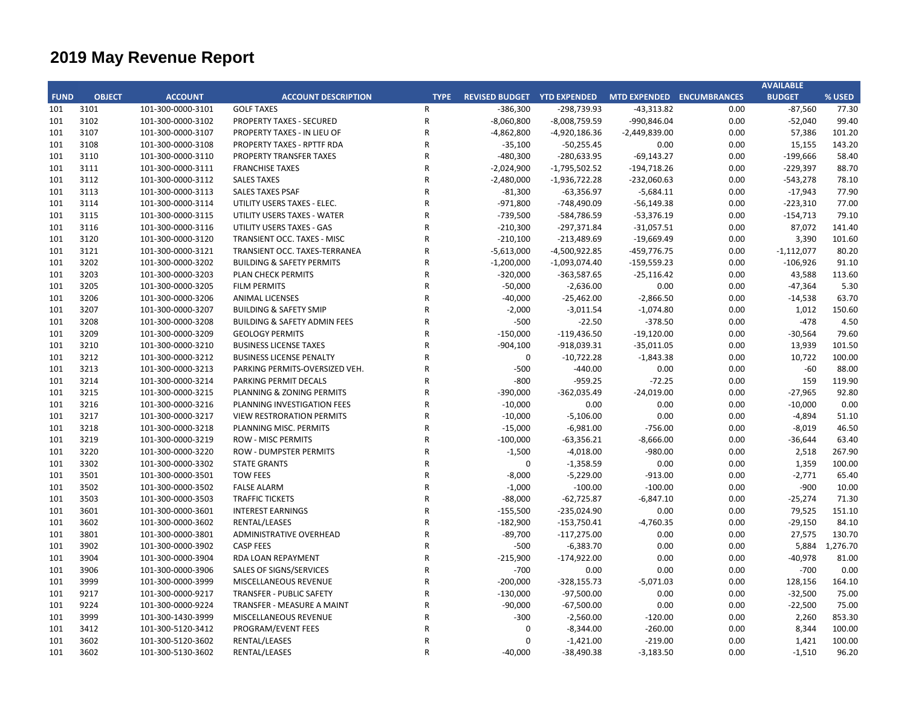# 2019 May Revenue Report

| FUND | OBJECT | ACCOUNT | ACCOUNT DESCRIPTION | TYPE | REVISED BUDGET | YTD EXPENDED | MTD EXPENDED | ENCUMBRANCES | AVAILABLE BUDGET | % USED |
|---|---|---|---|---|---|---|---|---|---|---|
| 101 | 3101 | 101-300-0000-3101 | GOLF TAXES | R | -386,300 | -298,739.93 | -43,313.82 | 0.00 | -87,560 | 77.30 |
| 101 | 3102 | 101-300-0000-3102 | PROPERTY TAXES - SECURED | R | -8,060,800 | -8,008,759.59 | -990,846.04 | 0.00 | -52,040 | 99.40 |
| 101 | 3107 | 101-300-0000-3107 | PROPERTY TAXES - IN LIEU OF | R | -4,862,800 | -4,920,186.36 | -2,449,839.00 | 0.00 | 57,386 | 101.20 |
| 101 | 3108 | 101-300-0000-3108 | PROPERTY TAXES - RPTTF RDA | R | -35,100 | -50,255.45 | 0.00 | 0.00 | 15,155 | 143.20 |
| 101 | 3110 | 101-300-0000-3110 | PROPERTY TRANSFER TAXES | R | -480,300 | -280,633.95 | -69,143.27 | 0.00 | -199,666 | 58.40 |
| 101 | 3111 | 101-300-0000-3111 | FRANCHISE TAXES | R | -2,024,900 | -1,795,502.52 | -194,718.26 | 0.00 | -229,397 | 88.70 |
| 101 | 3112 | 101-300-0000-3112 | SALES TAXES | R | -2,480,000 | -1,936,722.28 | -232,060.63 | 0.00 | -543,278 | 78.10 |
| 101 | 3113 | 101-300-0000-3113 | SALES TAXES PSAF | R | -81,300 | -63,356.97 | -5,684.11 | 0.00 | -17,943 | 77.90 |
| 101 | 3114 | 101-300-0000-3114 | UTILITY USERS TAXES - ELEC. | R | -971,800 | -748,490.09 | -56,149.38 | 0.00 | -223,310 | 77.00 |
| 101 | 3115 | 101-300-0000-3115 | UTILITY USERS TAXES - WATER | R | -739,500 | -584,786.59 | -53,376.19 | 0.00 | -154,713 | 79.10 |
| 101 | 3116 | 101-300-0000-3116 | UTILITY USERS TAXES - GAS | R | -210,300 | -297,371.84 | -31,057.51 | 0.00 | 87,072 | 141.40 |
| 101 | 3120 | 101-300-0000-3120 | TRANSIENT OCC. TAXES - MISC | R | -210,100 | -213,489.69 | -19,669.49 | 0.00 | 3,390 | 101.60 |
| 101 | 3121 | 101-300-0000-3121 | TRANSIENT OCC. TAXES-TERRANEA | R | -5,613,000 | -4,500,922.85 | -459,776.75 | 0.00 | -1,112,077 | 80.20 |
| 101 | 3202 | 101-300-0000-3202 | BUILDING & SAFETY PERMITS | R | -1,200,000 | -1,093,074.40 | -159,559.23 | 0.00 | -106,926 | 91.10 |
| 101 | 3203 | 101-300-0000-3203 | PLAN CHECK PERMITS | R | -320,000 | -363,587.65 | -25,116.42 | 0.00 | 43,588 | 113.60 |
| 101 | 3205 | 101-300-0000-3205 | FILM PERMITS | R | -50,000 | -2,636.00 | 0.00 | 0.00 | -47,364 | 5.30 |
| 101 | 3206 | 101-300-0000-3206 | ANIMAL LICENSES | R | -40,000 | -25,462.00 | -2,866.50 | 0.00 | -14,538 | 63.70 |
| 101 | 3207 | 101-300-0000-3207 | BUILDING & SAFETY SMIP | R | -2,000 | -3,011.54 | -1,074.80 | 0.00 | 1,012 | 150.60 |
| 101 | 3208 | 101-300-0000-3208 | BUILDING & SAFETY ADMIN FEES | R | -500 | -22.50 | -378.50 | 0.00 | -478 | 4.50 |
| 101 | 3209 | 101-300-0000-3209 | GEOLOGY PERMITS | R | -150,000 | -119,436.50 | -19,120.00 | 0.00 | -30,564 | 79.60 |
| 101 | 3210 | 101-300-0000-3210 | BUSINESS LICENSE TAXES | R | -904,100 | -918,039.31 | -35,011.05 | 0.00 | 13,939 | 101.50 |
| 101 | 3212 | 101-300-0000-3212 | BUSINESS LICENSE PENALTY | R | 0 | -10,722.28 | -1,843.38 | 0.00 | 10,722 | 100.00 |
| 101 | 3213 | 101-300-0000-3213 | PARKING PERMITS-OVERSIZED VEH. | R | -500 | -440.00 | 0.00 | 0.00 | -60 | 88.00 |
| 101 | 3214 | 101-300-0000-3214 | PARKING PERMIT DECALS | R | -800 | -959.25 | -72.25 | 0.00 | 159 | 119.90 |
| 101 | 3215 | 101-300-0000-3215 | PLANNING & ZONING PERMITS | R | -390,000 | -362,035.49 | -24,019.00 | 0.00 | -27,965 | 92.80 |
| 101 | 3216 | 101-300-0000-3216 | PLANNING INVESTIGATION FEES | R | -10,000 | 0.00 | 0.00 | 0.00 | -10,000 | 0.00 |
| 101 | 3217 | 101-300-0000-3217 | VIEW RESTRORATION PERMITS | R | -10,000 | -5,106.00 | 0.00 | 0.00 | -4,894 | 51.10 |
| 101 | 3218 | 101-300-0000-3218 | PLANNING MISC. PERMITS | R | -15,000 | -6,981.00 | -756.00 | 0.00 | -8,019 | 46.50 |
| 101 | 3219 | 101-300-0000-3219 | ROW - MISC PERMITS | R | -100,000 | -63,356.21 | -8,666.00 | 0.00 | -36,644 | 63.40 |
| 101 | 3220 | 101-300-0000-3220 | ROW - DUMPSTER PERMITS | R | -1,500 | -4,018.00 | -980.00 | 0.00 | 2,518 | 267.90 |
| 101 | 3302 | 101-300-0000-3302 | STATE GRANTS | R | 0 | -1,358.59 | 0.00 | 0.00 | 1,359 | 100.00 |
| 101 | 3501 | 101-300-0000-3501 | TOW FEES | R | -8,000 | -5,229.00 | -913.00 | 0.00 | -2,771 | 65.40 |
| 101 | 3502 | 101-300-0000-3502 | FALSE ALARM | R | -1,000 | -100.00 | -100.00 | 0.00 | -900 | 10.00 |
| 101 | 3503 | 101-300-0000-3503 | TRAFFIC TICKETS | R | -88,000 | -62,725.87 | -6,847.10 | 0.00 | -25,274 | 71.30 |
| 101 | 3601 | 101-300-0000-3601 | INTEREST EARNINGS | R | -155,500 | -235,024.90 | 0.00 | 0.00 | 79,525 | 151.10 |
| 101 | 3602 | 101-300-0000-3602 | RENTAL/LEASES | R | -182,900 | -153,750.41 | -4,760.35 | 0.00 | -29,150 | 84.10 |
| 101 | 3801 | 101-300-0000-3801 | ADMINISTRATIVE OVERHEAD | R | -89,700 | -117,275.00 | 0.00 | 0.00 | 27,575 | 130.70 |
| 101 | 3902 | 101-300-0000-3902 | CASP FEES | R | -500 | -6,383.70 | 0.00 | 0.00 | 5,884 | 1,276.70 |
| 101 | 3904 | 101-300-0000-3904 | RDA LOAN REPAYMENT | R | -215,900 | -174,922.00 | 0.00 | 0.00 | -40,978 | 81.00 |
| 101 | 3906 | 101-300-0000-3906 | SALES OF SIGNS/SERVICES | R | -700 | 0.00 | 0.00 | 0.00 | -700 | 0.00 |
| 101 | 3999 | 101-300-0000-3999 | MISCELLANEOUS REVENUE | R | -200,000 | -328,155.73 | -5,071.03 | 0.00 | 128,156 | 164.10 |
| 101 | 9217 | 101-300-0000-9217 | TRANSFER - PUBLIC SAFETY | R | -130,000 | -97,500.00 | 0.00 | 0.00 | -32,500 | 75.00 |
| 101 | 9224 | 101-300-0000-9224 | TRANSFER - MEASURE A MAINT | R | -90,000 | -67,500.00 | 0.00 | 0.00 | -22,500 | 75.00 |
| 101 | 3999 | 101-300-1430-3999 | MISCELLANEOUS REVENUE | R | -300 | -2,560.00 | -120.00 | 0.00 | 2,260 | 853.30 |
| 101 | 3412 | 101-300-5120-3412 | PROGRAM/EVENT FEES | R | 0 | -8,344.00 | -260.00 | 0.00 | 8,344 | 100.00 |
| 101 | 3602 | 101-300-5120-3602 | RENTAL/LEASES | R | 0 | -1,421.00 | -219.00 | 0.00 | 1,421 | 100.00 |
| 101 | 3602 | 101-300-5130-3602 | RENTAL/LEASES | R | -40,000 | -38,490.38 | -3,183.50 | 0.00 | -1,510 | 96.20 |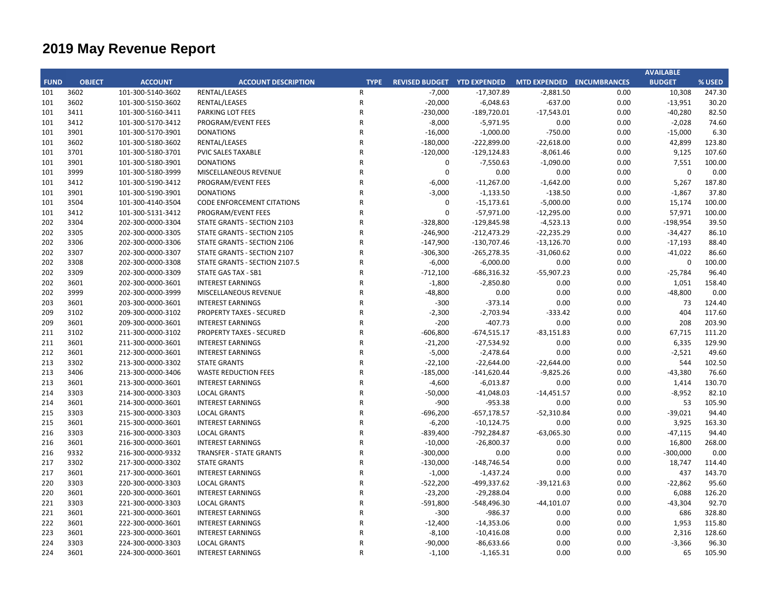# 2019 May Revenue Report

| FUND | OBJECT | ACCOUNT | ACCOUNT DESCRIPTION | TYPE | REVISED BUDGET | YTD EXPENDED | MTD EXPENDED | ENCUMBRANCES | AVAILABLE BUDGET | % USED |
|---|---|---|---|---|---|---|---|---|---|---|
| 101 | 3602 | 101-300-5140-3602 | RENTAL/LEASES | R | -7,000 | -17,307.89 | -2,881.50 | 0.00 | 10,308 | 247.30 |
| 101 | 3602 | 101-300-5150-3602 | RENTAL/LEASES | R | -20,000 | -6,048.63 | -637.00 | 0.00 | -13,951 | 30.20 |
| 101 | 3411 | 101-300-5160-3411 | PARKING LOT FEES | R | -230,000 | -189,720.01 | -17,543.01 | 0.00 | -40,280 | 82.50 |
| 101 | 3412 | 101-300-5170-3412 | PROGRAM/EVENT FEES | R | -8,000 | -5,971.95 | 0.00 | 0.00 | -2,028 | 74.60 |
| 101 | 3901 | 101-300-5170-3901 | DONATIONS | R | -16,000 | -1,000.00 | -750.00 | 0.00 | -15,000 | 6.30 |
| 101 | 3602 | 101-300-5180-3602 | RENTAL/LEASES | R | -180,000 | -222,899.00 | -22,618.00 | 0.00 | 42,899 | 123.80 |
| 101 | 3701 | 101-300-5180-3701 | PVIC SALES TAXABLE | R | -120,000 | -129,124.83 | -8,061.46 | 0.00 | 9,125 | 107.60 |
| 101 | 3901 | 101-300-5180-3901 | DONATIONS | R | 0 | -7,550.63 | -1,090.00 | 0.00 | 7,551 | 100.00 |
| 101 | 3999 | 101-300-5180-3999 | MISCELLANEOUS REVENUE | R | 0 | 0.00 | 0.00 | 0.00 | 0 | 0.00 |
| 101 | 3412 | 101-300-5190-3412 | PROGRAM/EVENT FEES | R | -6,000 | -11,267.00 | -1,642.00 | 0.00 | 5,267 | 187.80 |
| 101 | 3901 | 101-300-5190-3901 | DONATIONS | R | -3,000 | -1,133.50 | -138.50 | 0.00 | -1,867 | 37.80 |
| 101 | 3504 | 101-300-4140-3504 | CODE ENFORCEMENT CITATIONS | R | 0 | -15,173.61 | -5,000.00 | 0.00 | 15,174 | 100.00 |
| 101 | 3412 | 101-300-5131-3412 | PROGRAM/EVENT FEES | R | 0 | -57,971.00 | -12,295.00 | 0.00 | 57,971 | 100.00 |
| 202 | 3304 | 202-300-0000-3304 | STATE GRANTS - SECTION 2103 | R | -328,800 | -129,845.98 | -4,523.13 | 0.00 | -198,954 | 39.50 |
| 202 | 3305 | 202-300-0000-3305 | STATE GRANTS - SECTION 2105 | R | -246,900 | -212,473.29 | -22,235.29 | 0.00 | -34,427 | 86.10 |
| 202 | 3306 | 202-300-0000-3306 | STATE GRANTS - SECTION 2106 | R | -147,900 | -130,707.46 | -13,126.70 | 0.00 | -17,193 | 88.40 |
| 202 | 3307 | 202-300-0000-3307 | STATE GRANTS - SECTION 2107 | R | -306,300 | -265,278.35 | -31,060.62 | 0.00 | -41,022 | 86.60 |
| 202 | 3308 | 202-300-0000-3308 | STATE GRANTS - SECTION 2107.5 | R | -6,000 | -6,000.00 | 0.00 | 0.00 | 0 | 100.00 |
| 202 | 3309 | 202-300-0000-3309 | STATE GAS TAX - SB1 | R | -712,100 | -686,316.32 | -55,907.23 | 0.00 | -25,784 | 96.40 |
| 202 | 3601 | 202-300-0000-3601 | INTEREST EARNINGS | R | -1,800 | -2,850.80 | 0.00 | 0.00 | 1,051 | 158.40 |
| 202 | 3999 | 202-300-0000-3999 | MISCELLANEOUS REVENUE | R | -48,800 | 0.00 | 0.00 | 0.00 | -48,800 | 0.00 |
| 203 | 3601 | 203-300-0000-3601 | INTEREST EARNINGS | R | -300 | -373.14 | 0.00 | 0.00 | 73 | 124.40 |
| 209 | 3102 | 209-300-0000-3102 | PROPERTY TAXES - SECURED | R | -2,300 | -2,703.94 | -333.42 | 0.00 | 404 | 117.60 |
| 209 | 3601 | 209-300-0000-3601 | INTEREST EARNINGS | R | -200 | -407.73 | 0.00 | 0.00 | 208 | 203.90 |
| 211 | 3102 | 211-300-0000-3102 | PROPERTY TAXES - SECURED | R | -606,800 | -674,515.17 | -83,151.83 | 0.00 | 67,715 | 111.20 |
| 211 | 3601 | 211-300-0000-3601 | INTEREST EARNINGS | R | -21,200 | -27,534.92 | 0.00 | 0.00 | 6,335 | 129.90 |
| 212 | 3601 | 212-300-0000-3601 | INTEREST EARNINGS | R | -5,000 | -2,478.64 | 0.00 | 0.00 | -2,521 | 49.60 |
| 213 | 3302 | 213-300-0000-3302 | STATE GRANTS | R | -22,100 | -22,644.00 | -22,644.00 | 0.00 | 544 | 102.50 |
| 213 | 3406 | 213-300-0000-3406 | WASTE REDUCTION FEES | R | -185,000 | -141,620.44 | -9,825.26 | 0.00 | -43,380 | 76.60 |
| 213 | 3601 | 213-300-0000-3601 | INTEREST EARNINGS | R | -4,600 | -6,013.87 | 0.00 | 0.00 | 1,414 | 130.70 |
| 214 | 3303 | 214-300-0000-3303 | LOCAL GRANTS | R | -50,000 | -41,048.03 | -14,451.57 | 0.00 | -8,952 | 82.10 |
| 214 | 3601 | 214-300-0000-3601 | INTEREST EARNINGS | R | -900 | -953.38 | 0.00 | 0.00 | 53 | 105.90 |
| 215 | 3303 | 215-300-0000-3303 | LOCAL GRANTS | R | -696,200 | -657,178.57 | -52,310.84 | 0.00 | -39,021 | 94.40 |
| 215 | 3601 | 215-300-0000-3601 | INTEREST EARNINGS | R | -6,200 | -10,124.75 | 0.00 | 0.00 | 3,925 | 163.30 |
| 216 | 3303 | 216-300-0000-3303 | LOCAL GRANTS | R | -839,400 | -792,284.87 | -63,065.30 | 0.00 | -47,115 | 94.40 |
| 216 | 3601 | 216-300-0000-3601 | INTEREST EARNINGS | R | -10,000 | -26,800.37 | 0.00 | 0.00 | 16,800 | 268.00 |
| 216 | 9332 | 216-300-0000-9332 | TRANSFER - STATE GRANTS | R | -300,000 | 0.00 | 0.00 | 0.00 | -300,000 | 0.00 |
| 217 | 3302 | 217-300-0000-3302 | STATE GRANTS | R | -130,000 | -148,746.54 | 0.00 | 0.00 | 18,747 | 114.40 |
| 217 | 3601 | 217-300-0000-3601 | INTEREST EARNINGS | R | -1,000 | -1,437.24 | 0.00 | 0.00 | 437 | 143.70 |
| 220 | 3303 | 220-300-0000-3303 | LOCAL GRANTS | R | -522,200 | -499,337.62 | -39,121.63 | 0.00 | -22,862 | 95.60 |
| 220 | 3601 | 220-300-0000-3601 | INTEREST EARNINGS | R | -23,200 | -29,288.04 | 0.00 | 0.00 | 6,088 | 126.20 |
| 221 | 3303 | 221-300-0000-3303 | LOCAL GRANTS | R | -591,800 | -548,496.30 | -44,101.07 | 0.00 | -43,304 | 92.70 |
| 221 | 3601 | 221-300-0000-3601 | INTEREST EARNINGS | R | -300 | -986.37 | 0.00 | 0.00 | 686 | 328.80 |
| 222 | 3601 | 222-300-0000-3601 | INTEREST EARNINGS | R | -12,400 | -14,353.06 | 0.00 | 0.00 | 1,953 | 115.80 |
| 223 | 3601 | 223-300-0000-3601 | INTEREST EARNINGS | R | -8,100 | -10,416.08 | 0.00 | 0.00 | 2,316 | 128.60 |
| 224 | 3303 | 224-300-0000-3303 | LOCAL GRANTS | R | -90,000 | -86,633.66 | 0.00 | 0.00 | -3,366 | 96.30 |
| 224 | 3601 | 224-300-0000-3601 | INTEREST EARNINGS | R | -1,100 | -1,165.31 | 0.00 | 0.00 | 65 | 105.90 |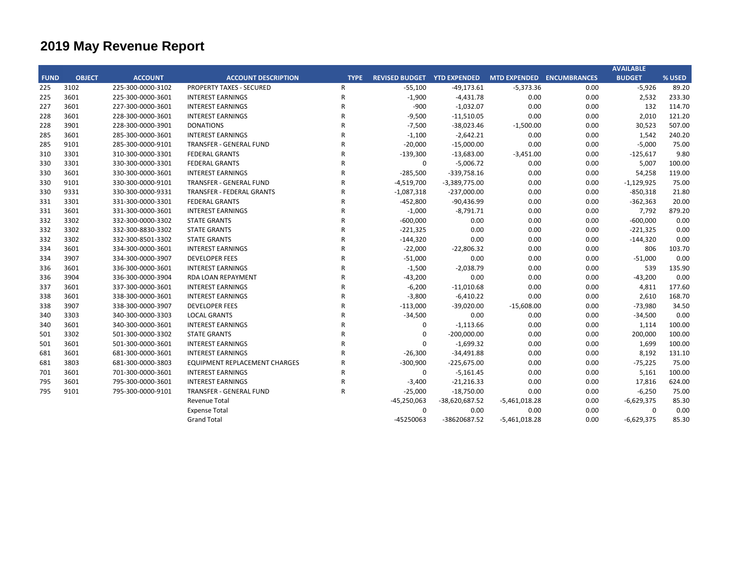# 2019 May Revenue Report

| FUND | OBJECT | ACCOUNT | ACCOUNT DESCRIPTION | TYPE | REVISED BUDGET | YTD EXPENDED | MTD EXPENDED | ENCUMBRANCES | AVAILABLE BUDGET | % USED |
|---|---|---|---|---|---|---|---|---|---|---|
| 225 | 3102 | 225-300-0000-3102 | PROPERTY TAXES - SECURED | R | -55,100 | -49,173.61 | -5,373.36 | 0.00 | -5,926 | 89.20 |
| 225 | 3601 | 225-300-0000-3601 | INTEREST EARNINGS | R | -1,900 | -4,431.78 | 0.00 | 0.00 | 2,532 | 233.30 |
| 227 | 3601 | 227-300-0000-3601 | INTEREST EARNINGS | R | -900 | -1,032.07 | 0.00 | 0.00 | 132 | 114.70 |
| 228 | 3601 | 228-300-0000-3601 | INTEREST EARNINGS | R | -9,500 | -11,510.05 | 0.00 | 0.00 | 2,010 | 121.20 |
| 228 | 3901 | 228-300-0000-3901 | DONATIONS | R | -7,500 | -38,023.46 | -1,500.00 | 0.00 | 30,523 | 507.00 |
| 285 | 3601 | 285-300-0000-3601 | INTEREST EARNINGS | R | -1,100 | -2,642.21 | 0.00 | 0.00 | 1,542 | 240.20 |
| 285 | 9101 | 285-300-0000-9101 | TRANSFER - GENERAL FUND | R | -20,000 | -15,000.00 | 0.00 | 0.00 | -5,000 | 75.00 |
| 310 | 3301 | 310-300-0000-3301 | FEDERAL GRANTS | R | -139,300 | -13,683.00 | -3,451.00 | 0.00 | -125,617 | 9.80 |
| 330 | 3301 | 330-300-0000-3301 | FEDERAL GRANTS | R | 0 | -5,006.72 | 0.00 | 0.00 | 5,007 | 100.00 |
| 330 | 3601 | 330-300-0000-3601 | INTEREST EARNINGS | R | -285,500 | -339,758.16 | 0.00 | 0.00 | 54,258 | 119.00 |
| 330 | 9101 | 330-300-0000-9101 | TRANSFER - GENERAL FUND | R | -4,519,700 | -3,389,775.00 | 0.00 | 0.00 | -1,129,925 | 75.00 |
| 330 | 9331 | 330-300-0000-9331 | TRANSFER - FEDERAL GRANTS | R | -1,087,318 | -237,000.00 | 0.00 | 0.00 | -850,318 | 21.80 |
| 331 | 3301 | 331-300-0000-3301 | FEDERAL GRANTS | R | -452,800 | -90,436.99 | 0.00 | 0.00 | -362,363 | 20.00 |
| 331 | 3601 | 331-300-0000-3601 | INTEREST EARNINGS | R | -1,000 | -8,791.71 | 0.00 | 0.00 | 7,792 | 879.20 |
| 332 | 3302 | 332-300-0000-3302 | STATE GRANTS | R | -600,000 | 0.00 | 0.00 | 0.00 | -600,000 | 0.00 |
| 332 | 3302 | 332-300-8830-3302 | STATE GRANTS | R | -221,325 | 0.00 | 0.00 | 0.00 | -221,325 | 0.00 |
| 332 | 3302 | 332-300-8501-3302 | STATE GRANTS | R | -144,320 | 0.00 | 0.00 | 0.00 | -144,320 | 0.00 |
| 334 | 3601 | 334-300-0000-3601 | INTEREST EARNINGS | R | -22,000 | -22,806.32 | 0.00 | 0.00 | 806 | 103.70 |
| 334 | 3907 | 334-300-0000-3907 | DEVELOPER FEES | R | -51,000 | 0.00 | 0.00 | 0.00 | -51,000 | 0.00 |
| 336 | 3601 | 336-300-0000-3601 | INTEREST EARNINGS | R | -1,500 | -2,038.79 | 0.00 | 0.00 | 539 | 135.90 |
| 336 | 3904 | 336-300-0000-3904 | RDA LOAN REPAYMENT | R | -43,200 | 0.00 | 0.00 | 0.00 | -43,200 | 0.00 |
| 337 | 3601 | 337-300-0000-3601 | INTEREST EARNINGS | R | -6,200 | -11,010.68 | 0.00 | 0.00 | 4,811 | 177.60 |
| 338 | 3601 | 338-300-0000-3601 | INTEREST EARNINGS | R | -3,800 | -6,410.22 | 0.00 | 0.00 | 2,610 | 168.70 |
| 338 | 3907 | 338-300-0000-3907 | DEVELOPER FEES | R | -113,000 | -39,020.00 | -15,608.00 | 0.00 | -73,980 | 34.50 |
| 340 | 3303 | 340-300-0000-3303 | LOCAL GRANTS | R | -34,500 | 0.00 | 0.00 | 0.00 | -34,500 | 0.00 |
| 340 | 3601 | 340-300-0000-3601 | INTEREST EARNINGS | R | 0 | -1,113.66 | 0.00 | 0.00 | 1,114 | 100.00 |
| 501 | 3302 | 501-300-0000-3302 | STATE GRANTS | R | 0 | -200,000.00 | 0.00 | 0.00 | 200,000 | 100.00 |
| 501 | 3601 | 501-300-0000-3601 | INTEREST EARNINGS | R | 0 | -1,699.32 | 0.00 | 0.00 | 1,699 | 100.00 |
| 681 | 3601 | 681-300-0000-3601 | INTEREST EARNINGS | R | -26,300 | -34,491.88 | 0.00 | 0.00 | 8,192 | 131.10 |
| 681 | 3803 | 681-300-0000-3803 | EQUIPMENT REPLACEMENT CHARGES | R | -300,900 | -225,675.00 | 0.00 | 0.00 | -75,225 | 75.00 |
| 701 | 3601 | 701-300-0000-3601 | INTEREST EARNINGS | R | 0 | -5,161.45 | 0.00 | 0.00 | 5,161 | 100.00 |
| 795 | 3601 | 795-300-0000-3601 | INTEREST EARNINGS | R | -3,400 | -21,216.33 | 0.00 | 0.00 | 17,816 | 624.00 |
| 795 | 9101 | 795-300-0000-9101 | TRANSFER - GENERAL FUND | R | -25,000 | -18,750.00 | 0.00 | 0.00 | -6,250 | 75.00 |
| | | | Revenue Total | | -45,250,063 | -38,620,687.52 | -5,461,018.28 | 0.00 | -6,629,375 | 85.30 |
| | | | Expense Total | | 0 | 0.00 | 0.00 | 0.00 | 0 | 0.00 |
| | | | Grand Total | | -45250063 | -38620687.52 | -5,461,018.28 | 0.00 | -6,629,375 | 85.30 |